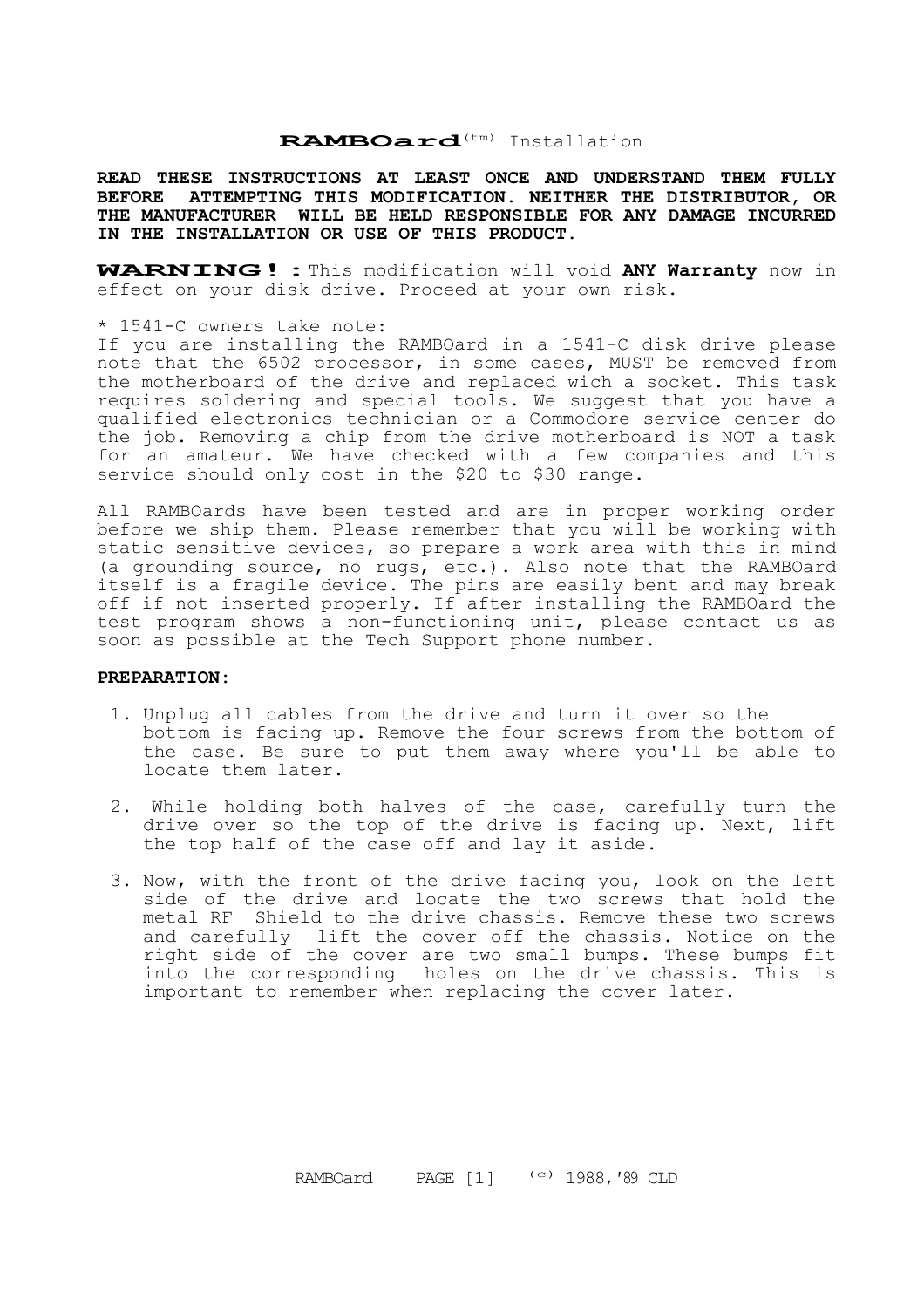# **RAMBOard**(tm) Installation

**READ THESE INSTRUCTIONS AT LEAST ONCE AND UNDERSTAND THEM FULLY BEFORE ATTEMPTING THIS MODIFICATION. NEITHER THE DISTRIBUTOR, OR THE MANUFACTURER WILL BE HELD RESPONSIBLE FOR ANY DAMAGE INCURRED IN THE INSTALLATION OR USE OF THIS PRODUCT.**

**WARNING! :** This modification will void **ANY Warranty** now in effect on your disk drive. Proceed at your own risk.

* 1541-C owners take note:
If you are installing the RAMBOard in a 1541-C disk drive please note that the 6502 processor, in some cases, MUST be removed from the motherboard of the drive and replaced wich a socket. This task requires soldering and special tools. We suggest that you have a qualified electronics technician or a Commodore service center do the job. Removing a chip from the drive motherboard is NOT a task for an amateur. We have checked with a few companies and this service should only cost in the $20 to $30 range.

All RAMBOards have been tested and are in proper working order before we ship them. Please remember that you will be working with static sensitive devices, so prepare a work area with this in mind (a grounding source, no rugs, etc.). Also note that the RAMBOard itself is a fragile device. The pins are easily bent and may break off if not inserted properly. If after installing the RAMBOard the test program shows a non-functioning unit, please contact us as soon as possible at the Tech Support phone number.

## **PREPARATION:**

1. Unplug all cables from the drive and turn it over so the bottom is facing up. Remove the four screws from the bottom of the case. Be sure to put them away where you'll be able to locate them later.

2. While holding both halves of the case, carefully turn the drive over so the top of the drive is facing up. Next, lift the top half of the case off and lay it aside.

3. Now, with the front of the drive facing you, look on the left side of the drive and locate the two screws that hold the metal RF Shield to the drive chassis. Remove these two screws and carefully lift the cover off the chassis. Notice on the right side of the cover are two small bumps. These bumps fit into the corresponding holes on the drive chassis. This is important to remember when replacing the cover later.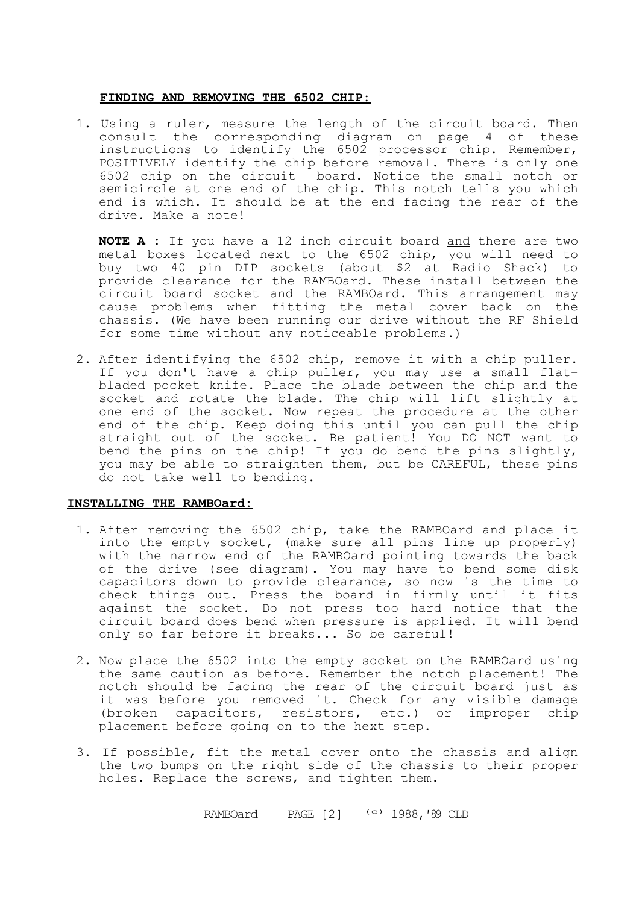**FINDING AND REMOVING THE 6502 CHIP:**

1. Using a ruler, measure the length of the circuit board. Then consult the corresponding diagram on page 4 of these instructions to identify the 6502 processor chip. Remember, POSITIVELY identify the chip before removal. There is only one 6502 chip on the circuit board. Notice the small notch or semicircle at one end of the chip. This notch tells you which end is which. It should be at the end facing the rear of the drive. Make a note!

   **NOTE A** : If you have a 12 inch circuit board <u>and</u> there are two metal boxes located next to the 6502 chip, you will need to buy two 40 pin DIP sockets (about $2 at Radio Shack) to provide clearance for the RAMBOard. These install between the circuit board socket and the RAMBOard. This arrangement may cause problems when fitting the metal cover back on the chassis. (We have been running our drive without the RF Shield for some time without any noticeable problems.)

2. After identifying the 6502 chip, remove it with a chip puller. If you don't have a chip puller, you may use a small flat-bladed pocket knife. Place the blade between the chip and the socket and rotate the blade. The chip will lift slightly at one end of the socket. Now repeat the procedure at the other end of the chip. Keep doing this until you can pull the chip straight out of the socket. Be patient! You DO NOT want to bend the pins on the chip! If you do bend the pins slightly, you may be able to straighten them, but be CAREFUL, these pins do not take well to bending.

**INSTALLING THE RAMBOard:**

1. After removing the 6502 chip, take the RAMBOard and place it into the empty socket, (make sure all pins line up properly) with the narrow end of the RAMBOard pointing towards the back of the drive (see diagram). You may have to bend some disk capacitors down to provide clearance, so now is the time to check things out. Press the board in firmly until it fits against the socket. Do not press too hard notice that the circuit board does bend when pressure is applied. It will bend only so far before it breaks... So be careful!

2. Now place the 6502 into the empty socket on the RAMBOard using the same caution as before. Remember the notch placement! The notch should be facing the rear of the circuit board just as it was before you removed it. Check for any visible damage (broken capacitors, resistors, etc.) or improper chip placement before going on to the hext step.

3. If possible, fit the metal cover onto the chassis and align the two bumps on the right side of the chassis to their proper holes. Replace the screws, and tighten them.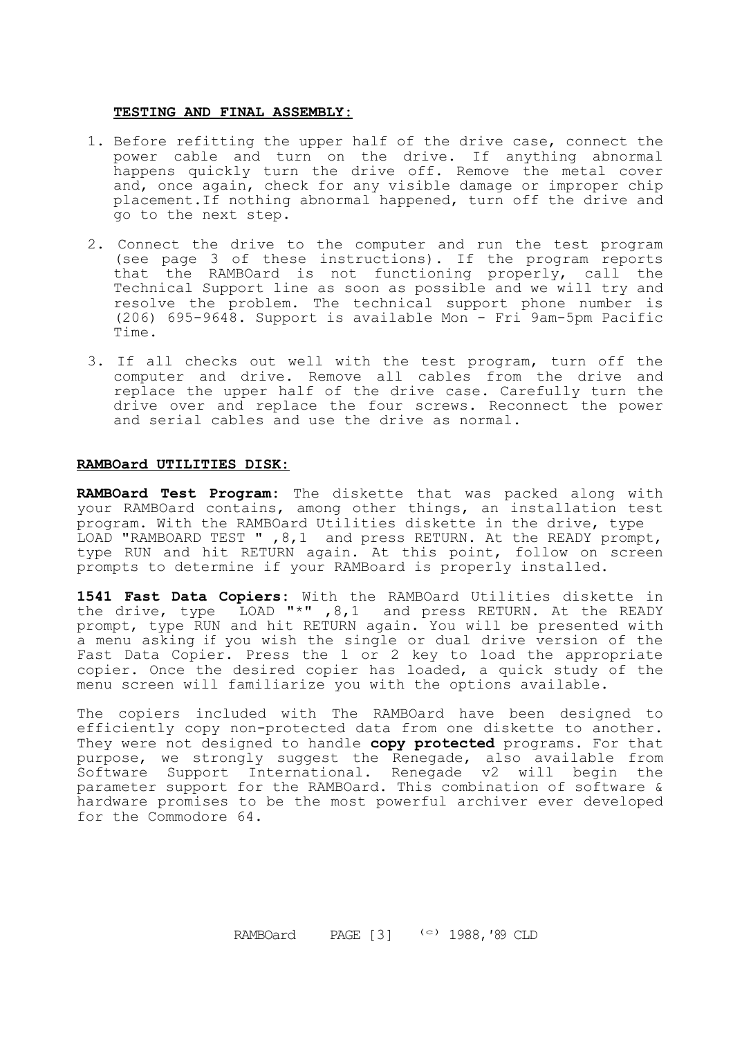**TESTING AND FINAL ASSEMBLY:**

1. Before refitting the upper half of the drive case, connect the power cable and turn on the drive. If anything abnormal happens quickly turn the drive off. Remove the metal cover and, once again, check for any visible damage or improper chip placement.If nothing abnormal happened, turn off the drive and go to the next step.

2. Connect the drive to the computer and run the test program (see page 3 of these instructions). If the program reports that the RAMBOard is not functioning properly, call the Technical Support line as soon as possible and we will try and resolve the problem. The technical support phone number is (206) 695-9648. Support is available Mon - Fri 9am-5pm Pacific Time.

3. If all checks out well with the test program, turn off the computer and drive. Remove all cables from the drive and replace the upper half of the drive case. Carefully turn the drive over and replace the four screws. Reconnect the power and serial cables and use the drive as normal.

**RAMBOard UTILITIES DISK:**

**RAMBOard Test Program:** The diskette that was packed along with your RAMBOard contains, among other things, an installation test program. With the RAMBOard Utilities diskette in the drive, type LOAD "RAMBOARD TEST " ,8,1 and press RETURN. At the READY prompt, type RUN and hit RETURN again. At this point, follow on screen prompts to determine if your RAMBoard is properly installed.

**1541 Fast Data Copiers:** With the RAMBOard Utilities diskette in the drive, type LOAD "*" ,8,1 and press RETURN. At the READY prompt, type RUN and hit RETURN again. You will be presented with a menu asking if you wish the single or dual drive version of the Fast Data Copier. Press the 1 or 2 key to load the appropriate copier. Once the desired copier has loaded, a quick study of the menu screen will familiarize you with the options available.

The copiers included with The RAMBOard have been designed to efficiently copy non-protected data from one diskette to another. They were not designed to handle **copy protected** programs. For that purpose, we strongly suggest the Renegade, also available from Software Support International. Renegade v2 will begin the parameter support for the RAMBOard. This combination of software & hardware promises to be the most powerful archiver ever developed for the Commodore 64.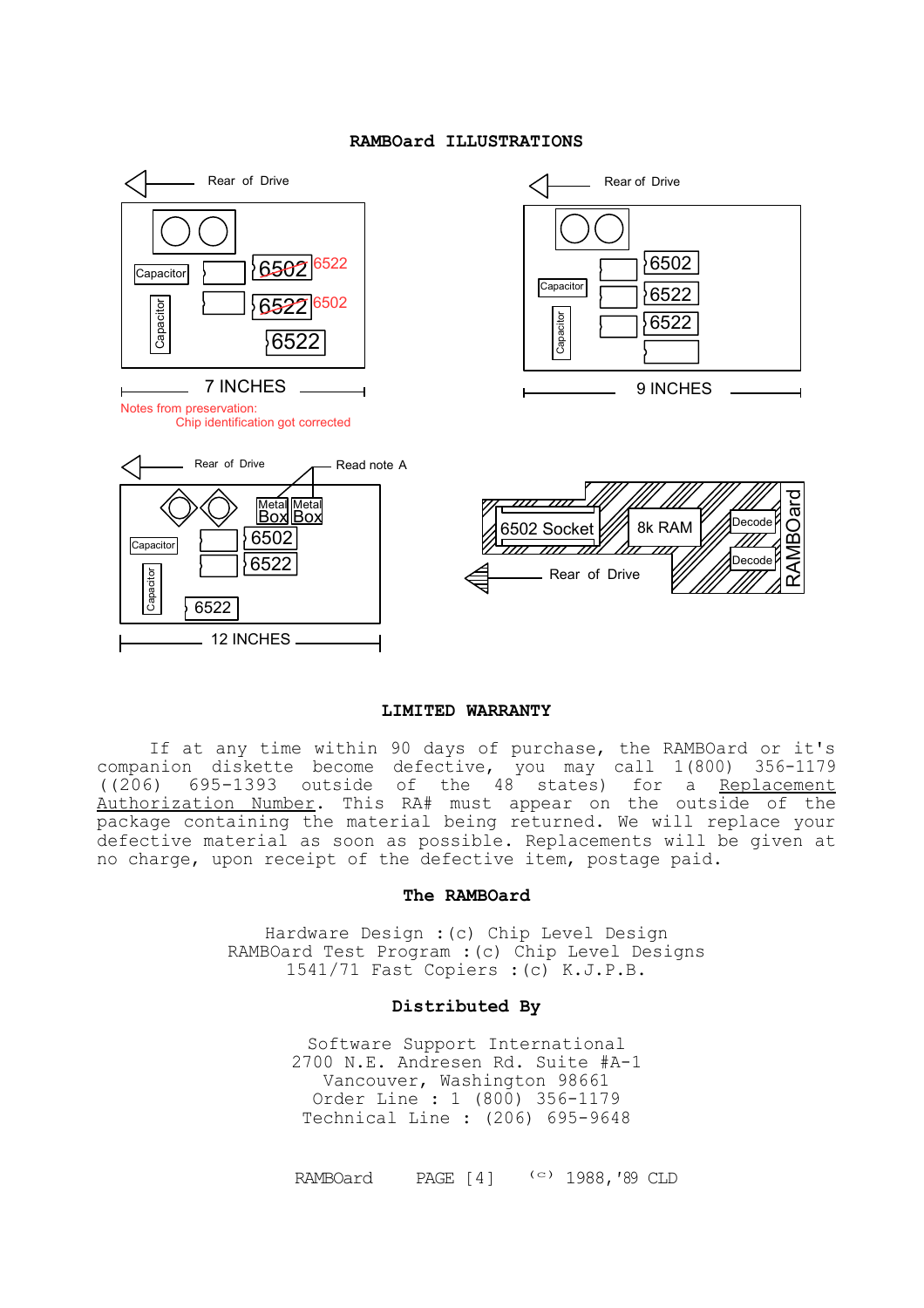## RAMBOard ILLUSTRATIONS

Rear of Drive

Capacitor

Capacitor

6502 6522

6522 6502

6522

7 INCHES

Notes from preservation:
Chip identification got corrected

Rear of Drive

Capacitor

Capacitor

6502

6522

6522

9 INCHES

Rear of Drive

Read note A

Metal Box

Metal Box

Capacitor

Capacitor

6502

6522

6522

12 INCHES

6502 Socket

8k RAM

Decode

Decode

RAMBOard

Rear of Drive

## LIMITED WARRANTY

If at any time within 90 days of purchase, the RAMBOard or it's companion diskette become defective, you may call 1(800) 356-1179 ((206) 695-1393 outside of the 48 states) for a Replacement Authorization Number. This RA# must appear on the outside of the package containing the material being returned. We will replace your defective material as soon as possible. Replacements will be given at no charge, upon receipt of the defective item, postage paid.

## The RAMBOard

Hardware Design :(c) Chip Level Design
RAMBOard Test Program :(c) Chip Level Designs
1541/71 Fast Copiers :(c) K.J.P.B.

## Distributed By

Software Support International
2700 N.E. Andresen Rd. Suite #A-1
Vancouver, Washington 98661
Order Line : 1 (800) 356-1179
Technical Line : (206) 695-9648